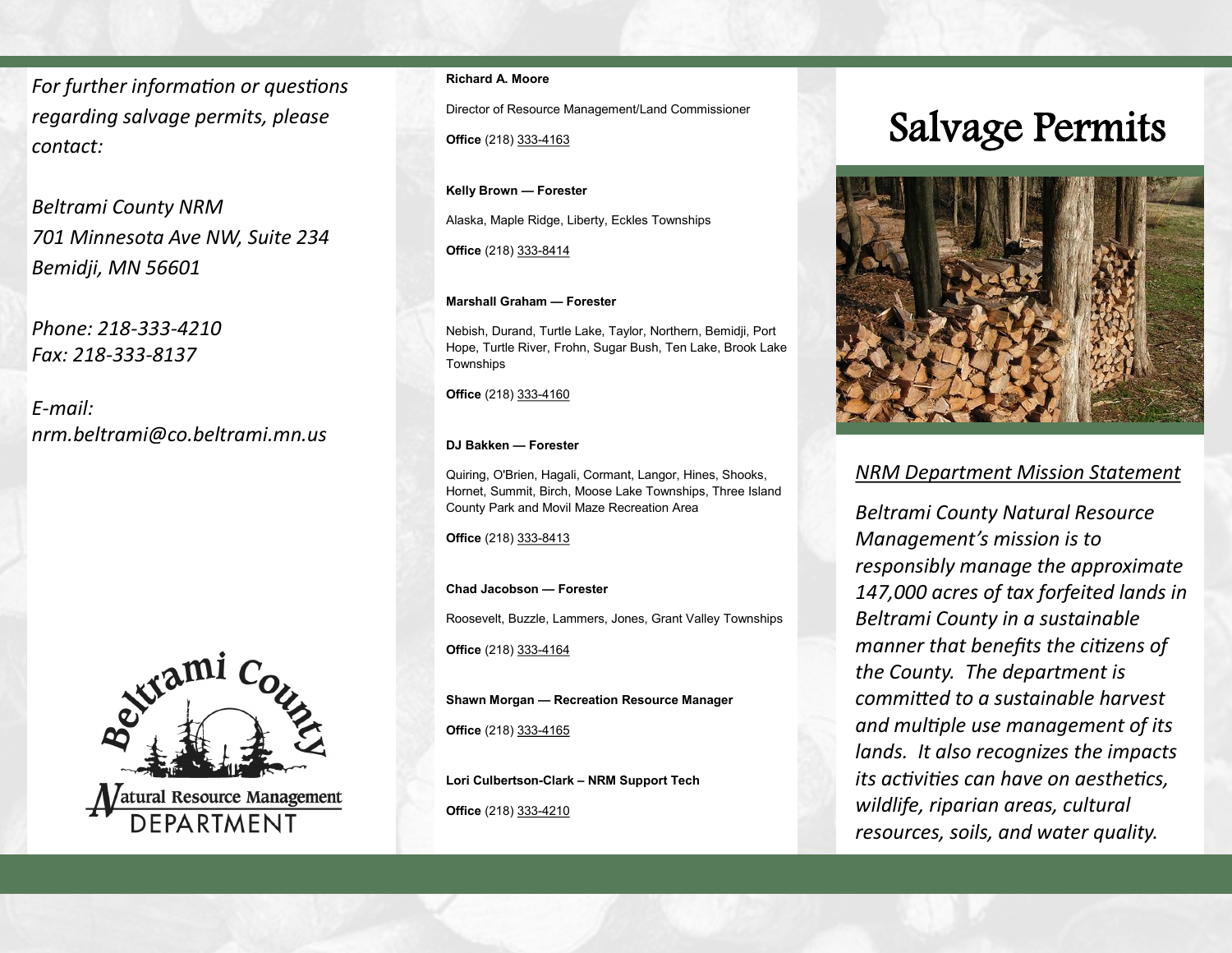*For further information or questions regarding salvage permits, please contact:*

*Beltrami County NRM*
*701 Minnesota Ave NW, Suite 234*
*Bemidji, MN 56601*

*Phone: 218-333-4210*
*Fax: 218-333-8137*

*E-mail:*
*nrm.beltrami@co.beltrami.mn.us*

Beltrami County Natural Resource Management DEPARTMENT

**Richard A. Moore**

Director of Resource Management/Land Commissioner

**Office** (218) 333-4163

**Kelly Brown — Forester**

Alaska, Maple Ridge, Liberty, Eckles Townships

**Office** (218) 333-8414

**Marshall Graham — Forester**

Nebish, Durand, Turtle Lake, Taylor, Northern, Bemidji, Port Hope, Turtle River, Frohn, Sugar Bush, Ten Lake, Brook Lake Townships

**Office** (218) 333-4160

**DJ Bakken — Forester**

Quiring, O'Brien, Hagali, Cormant, Langor, Hines, Shooks, Hornet, Summit, Birch, Moose Lake Townships, Three Island County Park and Movil Maze Recreation Area

**Office** (218) 333-8413

**Chad Jacobson — Forester**

Roosevelt, Buzzle, Lammers, Jones, Grant Valley Townships

**Office** (218) 333-4164

**Shawn Morgan — Recreation Resource Manager**

**Office** (218) 333-4165

**Lori Culbertson-Clark – NRM Support Tech**

**Office** (218) 333-4210

# Salvage Permits

## *NRM Department Mission Statement*

*Beltrami County Natural Resource Management's mission is to responsibly manage the approximate 147,000 acres of tax forfeited lands in Beltrami County in a sustainable manner that benefits the citizens of the County. The department is committed to a sustainable harvest and multiple use management of its lands. It also recognizes the impacts its activities can have on aesthetics, wildlife, riparian areas, cultural resources, soils, and water quality.*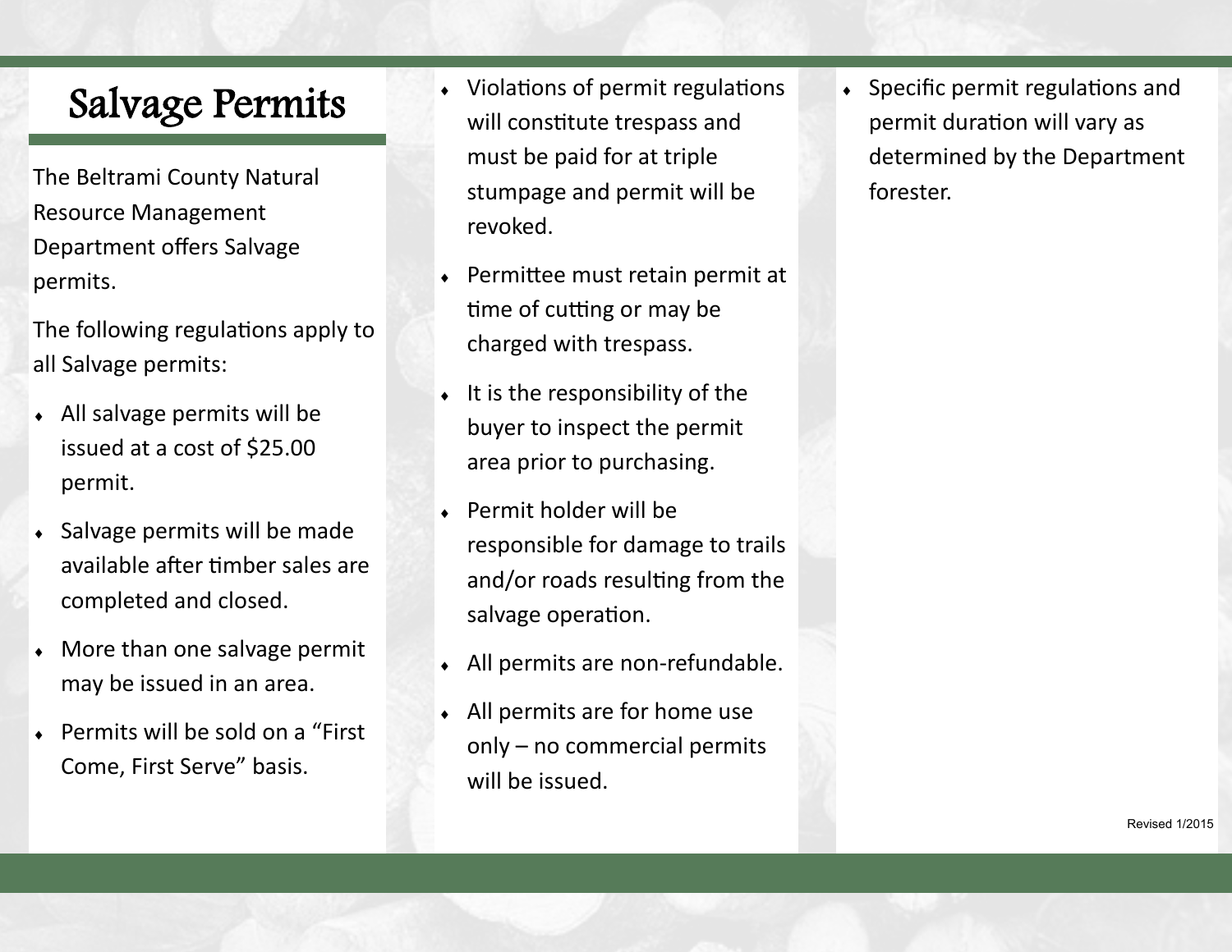# Salvage Permits

The Beltrami County Natural Resource Management Department offers Salvage permits.

The following regulations apply to all Salvage permits:

- All salvage permits will be issued at a cost of $25.00 permit.
- Salvage permits will be made available after timber sales are completed and closed.
- More than one salvage permit may be issued in an area.
- Permits will be sold on a "First Come, First Serve" basis.
- Violations of permit regulations will constitute trespass and must be paid for at triple stumpage and permit will be revoked.
- Permittee must retain permit at time of cutting or may be charged with trespass.
- It is the responsibility of the buyer to inspect the permit area prior to purchasing.
- Permit holder will be responsible for damage to trails and/or roads resulting from the salvage operation.
- All permits are non-refundable.
- All permits are for home use only – no commercial permits will be issued.
- Specific permit regulations and permit duration will vary as determined by the Department forester.

Revised 1/2015